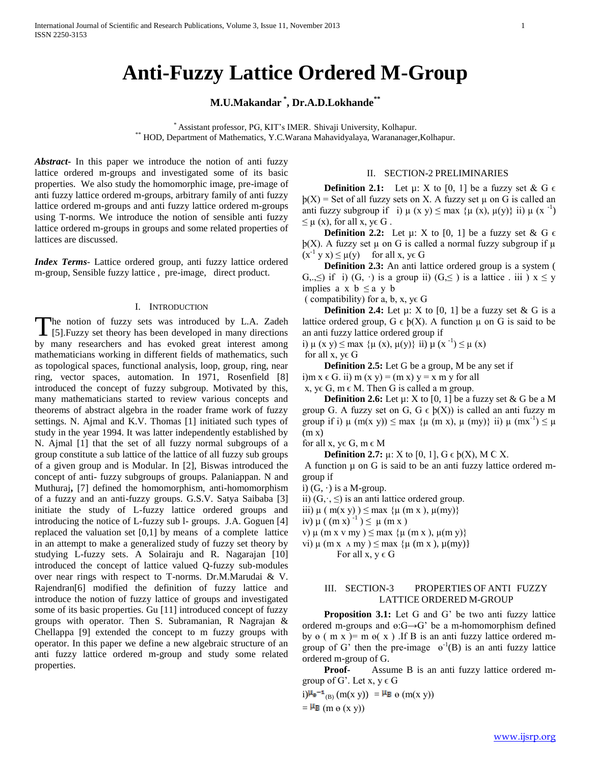# Anti-Fuzzy Lattice Ordered M-Group

**M.U.Makandar [*], Dr.A.D.Lokhande[**]**

[*] Assistant professor, PG, KIT's IMER. Shivaji University, Kolhapur.
[**] HOD, Department of Mathematics, Y.C.Warana Mahavidyalaya, Warananager,Kolhapur.

***Abstract-*** In this paper we introduce the notion of anti fuzzy lattice ordered m-groups and investigated some of its basic properties. We also study the homomorphic image, pre-image of anti fuzzy lattice ordered m-groups, arbitrary family of anti fuzzy lattice ordered m-groups and anti fuzzy lattice ordered m-groups using T-norms. We introduce the notion of sensible anti fuzzy lattice ordered m-groups in groups and some related properties of lattices are discussed.

***Index Terms-*** Lattice ordered group, anti fuzzy lattice ordered m-group, Sensible fuzzy lattice , pre-image, direct product.

## I. Introduction

The notion of fuzzy sets was introduced by L.A. Zadeh [5].Fuzzy set theory has been developed in many directions by many researchers and has evoked great interest among mathematicians working in different fields of mathematics, such as topological spaces, functional analysis, loop, group, ring, near ring, vector spaces, automation. In 1971, Rosenfield [8] introduced the concept of fuzzy subgroup. Motivated by this, many mathematicians started to review various concepts and theorems of abstract algebra in the roader frame work of fuzzy settings. N. Ajmal and K.V. Thomas [1] initiated such types of study in the year 1994. It was latter independently established by N. Ajmal [1] that the set of all fuzzy normal subgroups of a group constitute a sub lattice of the lattice of all fuzzy sub groups of a given group and is Modular. In [2], Biswas introduced the concept of anti- fuzzy subgroups of groups. Palaniappan. N and Muthuraj**,** [7] defined the homomorphism, anti-homomorphism of a fuzzy and an anti-fuzzy groups. G.S.V. Satya Saibaba [3] initiate the study of L-fuzzy lattice ordered groups and introducing the notice of L-fuzzy sub l- groups. J.A. Goguen [4] replaced the valuation set [0,1] by means of a complete lattice in an attempt to make a generalized study of fuzzy set theory by studying L-fuzzy sets. A Solairaju and R. Nagarajan [10] introduced the concept of lattice valued Q-fuzzy sub-modules over near rings with respect to T-norms. Dr.M.Marudai & V. Rajendran[6] modified the definition of fuzzy lattice and introduce the notion of fuzzy lattice of groups and investigated some of its basic properties. Gu [11] introduced concept of fuzzy groups with operator. Then S. Subramanian, R Nagrajan & Chellappa [9] extended the concept to m fuzzy groups with operator. In this paper we define a new algebraic structure of an anti fuzzy lattice ordered m-group and study some related properties.

## II. Section-2 Preliminaries

**Definition 2.1:** Let μ: X to [0, 1] be a fuzzy set & G ϵ þ(X) = Set of all fuzzy sets on X. A fuzzy set μ on G is called an anti fuzzy subgroup if i) $\mu(x\,y) \le \max\{\mu(x), \mu(y)\}$ ii) $\mu(x^{-1}) \le \mu(x)$, for all x, yϵ G .

**Definition 2.2:** Let μ: X to [0, 1] be a fuzzy set & G ϵ þ(X). A fuzzy set μ on G is called a normal fuzzy subgroup if $\mu(x^{-1}\,y\,x) \le \mu(y)$ for all x, yϵ G

**Definition 2.3:** An anti lattice ordered group is a system ( G,.,≤) if i) (G, ·) is a group ii) (G,≤ ) is a lattice . iii ) x ≤ y implies a x b ≤ a y b

( compatibility) for a, b, x, yϵ G

**Definition 2.4:** Let μ: X to [0, 1] be a fuzzy set & G is a lattice ordered group, G ϵ þ(X). A function μ on G is said to be an anti fuzzy lattice ordered group if

i) $\mu(x\,y) \le \max\{\mu(x), \mu(y)\}$ ii) $\mu(x^{-1}) \le \mu(x)$

for all x, yϵ G

**Definition 2.5:** Let G be a group, M be any set if

i)m x ϵ G. ii) m (x y) = (m x) y = x m y for all

x, yϵ G, m ϵ M. Then G is called a m group.

**Definition 2.6:** Let μ: X to [0, 1] be a fuzzy set & G be a M group G. A fuzzy set on G, G ϵ þ(X)) is called an anti fuzzy m group if i) $\mu(m(x\,y)) \le \max\{\mu(m\,x), \mu(my)\}$ ii) $\mu(mx^{-1}) \le \mu(m\,x)$

for all x, yϵ G, m ϵ M

**Definition 2.7:** μ: X to [0, 1], G ϵ þ(X), M C X.

A function μ on G is said to be an anti fuzzy lattice ordered m-group if

i) (G, ·) is a M-group.

ii) (G,·, ≤) is an anti lattice ordered group.

iii) $\mu(m(x\,y)) \le \max\{\mu(m\,x), \mu(my)\}$

iv) $\mu((m\,x)^{-1}) \le \mu(m\,x)$

v) $\mu(m\,x \vee my) \le \max\{\mu(m\,x), \mu(m\,y)\}$

vi) $\mu(m\,x \wedge my) \le \max\{\mu(m\,x), \mu(my)\}$

For all x, y ϵ G

## III. Section-3 Properties of Anti Fuzzy Lattice Ordered M-Group

**Proposition 3.1:** Let G and G' be two anti fuzzy lattice ordered m-groups and ɵ:G→G' be a m-homomorphism defined by ɵ ( m x )= m ɵ( x ) .If B is an anti fuzzy lattice ordered m-group of G' then the pre-image $ɵ^{-1}(B)$ is an anti fuzzy lattice ordered m-group of G.

**Proof-** Assume B is an anti fuzzy lattice ordered m-group of G'. Let x, y ϵ G

i) $\mu_{ɵ^{-1}(B)}(m(x\,y)) = \mu_B\,ɵ(m(x\,y))$

$= \mu_B(m\,ɵ(x\,y))$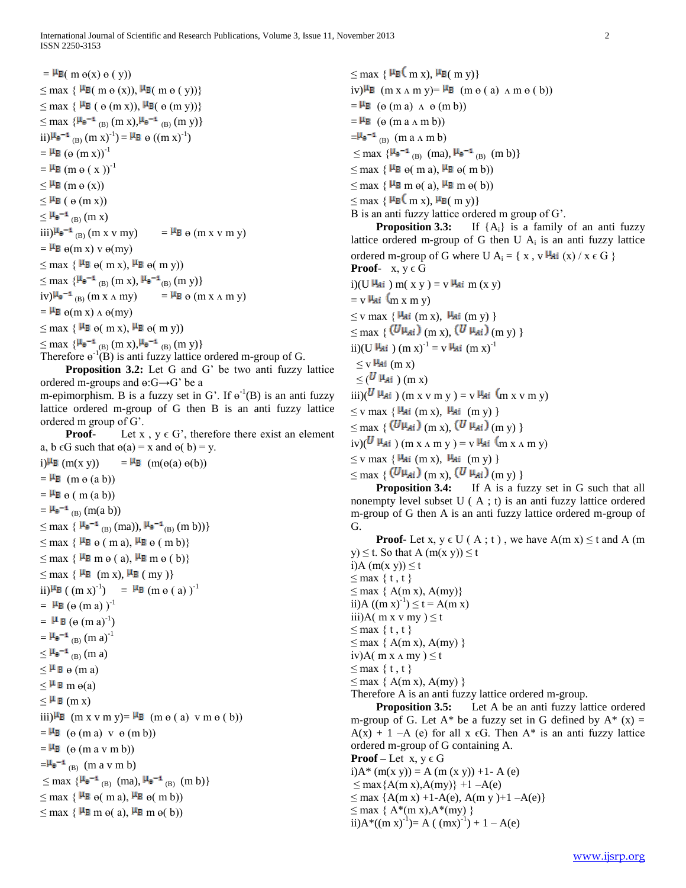$= \mu_B( m\, \theta(x)\, \theta ( y))$

$\leq \max \{ \mu_B( m\, \theta (x)), \mu_B( m\, \theta ( y))\}$

$\leq \max \{ \mu_B ( \theta (m x)), \mu_B( \theta (m y))\}$

$\leq \max \{\mu_{\theta^{-1}(B)} (m x), \mu_{\theta^{-1}(B)} (m y)\}$

ii) $\mu_{\theta^{-1}(B)} ((m x)^{-1}) = \mu_B\, \theta ((m x)^{-1})$

$= \mu_B (\theta (m x))^{-1}$

$= \mu_B (m\, \theta ( x ))^{-1}$

$\leq \mu_B (m\, \theta (x))$

$\leq \mu_B ( \theta (m x))$

$\leq \mu_{\theta^{-1}(B)} (m x)$

iii) $\mu_{\theta^{-1}(B)} (m x \vee my) \quad = \mu_B\, \theta (m x \vee m y)$

$= \mu_B\, \theta(m x) \vee \theta(my)$

$\leq \max \{ \mu_B\, \theta( m x), \mu_B\, \theta( m y)\}$

$\leq \max \{\mu_{\theta^{-1}(B)} (m x), \mu_{\theta^{-1}(B)} (m y)\}$

iv) $\mu_{\theta^{-1}(B)} (m x \wedge my) \quad = \mu_B\, \theta (m x \wedge m y)$

$= \mu_B\, \theta(m x) \wedge \theta(my)$

$\leq \max \{ \mu_B\, \theta( m x), \mu_B\, \theta( m y)\}$

$\leq \max \{\mu_{\theta^{-1}(B)} (m x), \mu_{\theta^{-1}(B)} (m y)\}$

Therefore $\theta^{-1}(B)$ is anti fuzzy lattice ordered m-group of G.

**Proposition 3.2:** Let G and G' be two anti fuzzy lattice ordered m-groups and $\theta$:G→G' be a m-epimorphism. B is a fuzzy set in G'. If $\theta^{-1}(B)$ is an anti fuzzy lattice ordered m-group of G then B is an anti fuzzy lattice ordered m group of G'.

**Proof-** Let x , y ϵ G', therefore there exist an element a, b ϵG such that $\theta(a) = x$ and $\theta( b) = y$.

i) $\mu_B (m(x\, y)) \quad = \mu_B\ (m(\theta(a)\, \theta(b))$

$= \mu_B\ (m\, \theta\, (a\, b))$

$= \mu_B\, \theta\, ( m\, (a\, b))$

$= \mu_{\theta^{-1}(B)} (m(a\, b))$

$\leq \max \{ \mu_{\theta^{-1}(B)} (ma)), \mu_{\theta^{-1}(B)} (m\, b))\}$

$\leq \max \{ \mu_B\, \theta\, ( m\, a), \mu_B\, \theta\, ( m\, b)\}$

$\leq \max \{ \mu_B\, m\, \theta\, ( a), \mu_B\, m\, \theta\, ( b)\}$

$\leq \max \{ \mu_B\ (m\, x), \mu_B\, ( my )\}$

ii) $\mu_B\, ( (m\, x)^{-1}) \quad = \mu_B\, (m\, \theta\, ( a) )^{-1}$

$= \mu_B\, (\theta\, (m\, a) )^{-1}$

$= \mu_B\, (\theta\, (m\, a)^{-1})$

$= \mu_{\theta^{-1}(B)} (m\, a)^{-1}$

$\leq \mu_{\theta^{-1}(B)} (m\, a)$

$\leq \mu_B\, \theta\, (m\, a)$

$\leq \mu_B\, m\, \theta(a)$

$\leq \mu_B\, (m\, x)$

iii) $\mu_B\ (m\, x \vee m\, y)= \mu_B\ (m\, \theta\, ( a)\ \vee m\, \theta\, ( b))$

$= \mu_B\ (\theta\, (m\, a)\ \vee\ \theta\, (m\, b))$

$= \mu_B\ (\theta\, (m\, a \vee m\, b))$

$=\mu_{\theta^{-1}(B)}\ (m\, a \vee m\, b)$

$\leq \max \{\mu_{\theta^{-1}(B)}\ (ma), \mu_{\theta^{-1}(B)}\ (m\, b)\}$

$\leq \max \{ \mu_B\, \theta( m\, a), \mu_B\, \theta( m\, b))$

$\leq \max \{ \mu_B\, m\, \theta( a), \mu_B\, m\, \theta( b))$

$\leq \max \{ \mu_B( m\, x), \mu_B( m\, y)\}$

iv) $\mu_B\ (m\, x \wedge m\, y)= \mu_B\ (m\, \theta\, ( a)\ \wedge m\, \theta\, ( b))$

$= \mu_B\ (\theta\, (m\, a)\ \wedge\ \theta\, (m\, b))$

$= \mu_B\ (\theta\, (m\, a \wedge m\, b))$

$=\mu_{\theta^{-1}(B)}\ (m\, a \wedge m\, b)$

$\leq \max \{\mu_{\theta^{-1}(B)}\ (ma), \mu_{\theta^{-1}(B)}\ (m\, b)\}$

$\leq \max \{ \mu_B\, \theta( m\, a), \mu_B\, \theta( m\, b))$

$\leq \max \{ \mu_B\, m\, \theta( a), \mu_B\, m\, \theta( b))$

$\leq \max \{ \mu_B( m\, x), \mu_B( m\, y)\}$

B is an anti fuzzy lattice ordered m group of G'.

**Proposition 3.3:** If $\{A_i\}$ is a family of an anti fuzzy lattice ordered m-group of G then $U A_i$ is an anti fuzzy lattice ordered m-group of G where $U A_i = \{ x , \vee \mu_{Ai} (x) / x \in G \}$

**Proof-** x, y ϵ G

i) $(U \mu_{Ai} )\, m( x\, y ) = \vee \mu_{Ai}\, m\, (x\, y)$

$= \vee \mu_{Ai}\, (m\, x\, m\, y)$

$\leq \vee \max \{ \mu_{Ai} (m\, x), \mu_{Ai} (m\, y) \}$

$\leq \max \{ (U\mu_{Ai}) (m\, x), (U\, \mu_{Ai}) (m\, y) \}$

ii) $(U \mu_{Ai} )\, (m\, x)^{-1} = \vee \mu_{Ai}\, (m\, x)^{-1}$

$\leq \vee \mu_{Ai} (m\, x)$

$\leq (U\, \mu_{Ai} )\, (m\, x)$

iii) $(U\, \mu_{Ai} )\, (m\, x \vee m\, y ) = \vee \mu_{Ai}\, (m\, x \vee m\, y)$

$\leq \vee \max \{ \mu_{Ai} (m\, x), \mu_{Ai}\ (m\, y) \}$

$\leq \max \{ (U\mu_{Ai}) (m\, x), (U\, \mu_{Ai}) (m\, y) \}$

iv) $(U\, \mu_{Ai} )\, (m\, x \wedge m\, y ) = \vee \mu_{Ai}\, (m\, x \wedge m\, y)$

$\leq \vee \max \{ \mu_{Ai} (m\, x), \mu_{Ai}\ (m\, y) \}$

$\leq \max \{ (U\mu_{Ai}) (m\, x), (U\, \mu_{Ai}) (m\, y) \}$

**Proposition 3.4:** If A is a fuzzy set in G such that all nonempty level subset U ( A ; t) is an anti fuzzy lattice ordered m-group of G then A is an anti fuzzy lattice ordered m-group of G.

**Proof-** Let x, y ϵ U ( A ; t ) , we have $A(m\, x) \leq t$ and $A (m\, y) \leq t$. So that $A\, (m(x\, y)) \leq t$

i) $A\, (m(x\, y)) \leq t$

$\leq \max \{ t , t \}$

$\leq \max \{ A(m\, x), A(my)\}$

ii) $A\, ((m\, x)^{-1}) \leq t = A(m\, x)$

iii) $A( m\, x \vee my ) \leq t$

$\leq \max \{ t , t \}$

$\leq \max \{ A(m\, x), A(my) \}$

iv) $A( m\, x \wedge my ) \leq t$

$\leq \max \{ t , t \}$

$\leq \max \{ A(m\, x), A(my) \}$

Therefore A is an anti fuzzy lattice ordered m-group.

**Proposition 3.5:** Let A be an anti fuzzy lattice ordered m-group of G. Let A* be a fuzzy set in G defined by $A^* (x) = A(x) + 1 - A (e)$ for all x ϵG. Then A* is an anti fuzzy lattice ordered m-group of G containing A.

**Proof –** Let x, y ϵ G

i) $A^* (m(x\, y)) = A\, (m\, (x\, y)) +1- A\, (e)$

$\leq \max\{A(m\, x),A(my)\} +1 -A(e)$

$\leq \max \{A(m\, x) +1-A(e), A(m\, y )+1 -A(e)\}$

$\leq \max \{ A^*(m\, x),A^*(my) \}$

ii) $A^*((m\, x)^{-1})= A\, ( (mx)^{-1}) + 1 - A(e)$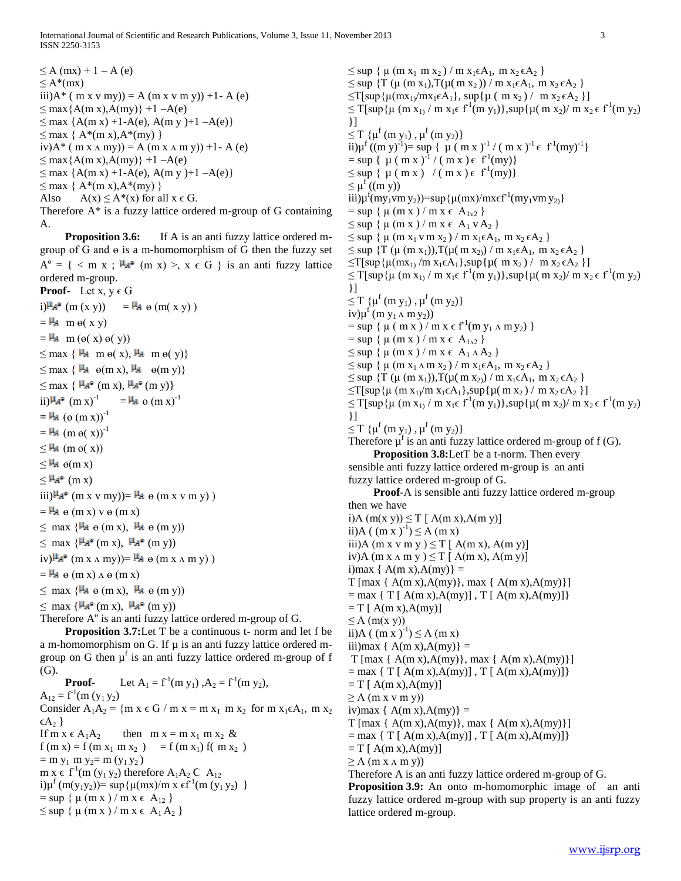$\leq A(mx) + 1 - A(e)$

$\leq A^*(mx)$

iii) $A^*(m x \vee m y)) = A(m x \vee m y)) + 1 - A(e)$

$\leq \max\{A(m x), A(m y)\} + 1 - A(e)$

$\leq \max\{A(m x) + 1 - A(e), A(m y) + 1 - A(e)\}$

$\leq \max\{A^*(m x), A^*(m y)\}$

iv) $A^*(m x \wedge m y)) = A(m x \wedge m y)) + 1 - A(e)$

$\leq \max\{A(m x), A(m y)\} + 1 - A(e)$

$\leq \max\{A(m x) + 1 - A(e), A(m y) + 1 - A(e)\}$

$\leq \max\{A^*(m x), A^*(m y)\}$

Also $A(x) \leq A^*(x)$ for all $x \in G$.

Therefore $A^*$ is a fuzzy lattice ordered m-group of G containing A.

**Proposition 3.6:** If A is an anti fuzzy lattice ordered m-group of G and $\theta$ is a m-homomorphism of G then the fuzzy set $A^\theta = \{ < m x ; \mu_{A^\theta}(m x) >, x \in G \}$ is an anti fuzzy lattice ordered m-group.

**Proof-** Let $x, y \in G$

i) $\mu_{A^\theta}(m(x y)) = \mu_A \theta(m(x y))$

$= \mu_A m\theta(x y)$

$= \mu_A m(\theta(x)\theta(y))$

$\leq \max\{\mu_A m\theta(x), \mu_A m\theta(y)\}$

$\leq \max\{\mu_A \theta(m x), \mu_A \theta(m y)\}$

$\leq \max\{\mu_{A^\theta}(m x), \mu_{A^\theta}(m y)\}$

ii) $\mu_{A^\theta}(m x)^{-1} = \mu_A \theta(m x)^{-1}$

$= \mu_A (\theta(m x))^{-1}$

$= \mu_A (m\theta(x))^{-1}$

$\leq \mu_A (m\theta(x))$

$\leq \mu_A \theta(m x)$

$\leq \mu_{A^\theta}(m x)$

iii) $\mu_{A^\theta}(m x \vee m y)) = \mu_A \theta(m x \vee m y))$

$= \mu_A \theta(m x) \vee \theta(m x)$

$\leq \max\{\mu_A \theta(m x), \mu_A \theta(m y)\}$

$\leq \max\{\mu_{A^\theta}(m x), \mu_{A^\theta}(m y)\}$

iv) $\mu_{A^\theta}(m x \wedge m y)) = \mu_A \theta(m x \wedge m y))$

$= \mu_A \theta(m x) \wedge \theta(m x)$

$\leq \max\{\mu_A \theta(m x), \mu_A \theta(m y)\}$

$\leq \max\{\mu_{A^\theta}(m x), \mu_{A^\theta}(m y)\}$

Therefore $A^\theta$ is an anti fuzzy lattice ordered m-group of G.

**Proposition 3.7:** Let T be a continuous t- norm and let f be a m-homomorphism on G. If $\mu$ is an anti fuzzy lattice ordered m-group on G then $\mu^f$ is an anti fuzzy lattice ordered m-group of f (G).

**Proof-** Let $A_1 = f^{-1}(m y_1)$, $A_2 = f^{-1}(m y_2)$, $A_{12} = f^{-1}(m(y_1 y_2))$

Consider $A_1A_2 = \{m x \in G / m x = m x_1 m x_2$ for $m x_1 \in A_1$, $m x_2 \in A_2\}$

If $m x \in A_1A_2$ then $m x = m x_1 m x_2$ &

$f(m x) = f(m x_1 m x_2) = f(m x_1) f(m x_2)$

$= m y_1 m y_2 = m(y_1 y_2)$

$m x \in f^{-1}(m(y_1 y_2))$ therefore $A_1A_2 \subset A_{12}$

i) $\mu^f(m(y_1y_2)) = \sup\{\mu(mx) / m x \in f^{-1}(m(y_1 y_2))\}$

$= \sup\{\mu(m x) / m x \in A_{12}\}$

$\leq \sup\{\mu(m x) / m x \in A_1A_2\}$

$\leq \sup\{\mu(m x_1 m x_2) / m x_1 \in A_1, m x_2 \in A_2\}$

$\leq \sup\{T(\mu(m x_1), T(\mu(m x_2)) / m x_1 \in A_1, m x_2 \in A_2\}$

$\leq T[\sup\{\mu(mx_1) / mx_1 \in A_1\}, \sup\{\mu(m x_2) / m x_2 \in A_2\}]$

$\leq T[\sup\{\mu(m x_1) / m x_1 \in f^{-1}(m y_1)\}, \sup\{\mu(m x_2) / m x_2 \in f^{-1}(m y_2)\}]$

$\leq T\{\mu^f(m y_1), \mu^f(m y_2)\}$

ii) $\mu^f((m y)^{-1}) = \sup\{\mu(m x)^{-1} / (m x)^{-1} \in f^{-1}(my)^{-1}\}$

$= \sup\{\mu(m x)^{-1} / (m x) \in f^{-1}(my)\}$

$\leq \sup\{\mu(m x) / (m x) \in f^{-1}(my)\}$

$\leq \mu^f((m y))$

iii) $\mu^f(my_1 \vee m y_2)) = \sup\{\mu(mx) / mx \in f^{-1}(my_1 \vee m y_2)\}$

$= \sup\{\mu(m x) / m x \in A_{1\vee 2}\}$

$\leq \sup\{\mu(m x) / m x \in A_1 \vee A_2\}$

$\leq \sup\{\mu(m x_1 \vee m x_2) / m x_1 \in A_1, m x_2 \in A_2\}$

$\leq \sup\{T(\mu(m x_1)), T(\mu(m x_2)) / m x_1 \in A_1, m x_2 \in A_2\}$

$\leq T[\sup\{\mu(mx_1) / m x_1 \in A_1\}, \sup\{\mu(m x_2) / m x_2 \in A_2\}]$

$\leq T[\sup\{\mu(m x_1) / m x_1 \in f^{-1}(m y_1)\}, \sup\{\mu(m x_2) / m x_2 \in f^{-1}(m y_2)\}]$

$\leq T\{\mu^f(m y_1), \mu^f(m y_2)\}$

iv) $\mu^f(m y_1 \wedge m y_2))$

$= \sup\{\mu(m x) / m x \in f^{-1}(m y_1 \wedge m y_2)\}$

$= \sup\{\mu(m x) / m x \in A_{1\wedge 2}\}$

$\leq \sup\{\mu(m x) / m x \in A_1 \wedge A_2\}$

$\leq \sup\{\mu(m x_1 \wedge m x_2) / m x_1 \in A_1, m x_2 \in A_2\}$

$\leq \sup\{T(\mu(m x_1)), T(\mu(m x_2)) / m x_1 \in A_1, m x_2 \in A_2\}$

$\leq T[\sup\{\mu(m x_1) / m x_1 \in A_1\}, \sup\{\mu(m x_2) / m x_2 \in A_2\}]$

$\leq T[\sup\{\mu(m x_1) / m x_1 \in f^{-1}(m y_1)\}, \sup\{\mu(m x_2) / m x_2 \in f^{-1}(m y_2)\}]$

$\leq T\{\mu^f(m y_1), \mu^f(m y_2)\}$

Therefore $\mu^f$ is an anti fuzzy lattice ordered m-group of f (G).

**Proposition 3.8:** Let T be a t-norm. Then every sensible anti fuzzy lattice ordered m-group is an anti fuzzy lattice ordered m-group of G.

**Proof-** A is sensible anti fuzzy lattice ordered m-group then we have

i) $A(m(x y)) \leq T[A(m x), A(m y)]$

ii) $A((m x)^{-1}) \leq A(m x)$

iii) $A(m x \vee m y) \leq T[A(m x), A(m y)]$

iv) $A(m x \wedge m y) \leq T[A(m x), A(m y)]$

i) $\max\{A(m x), A(my)\} =$

$T[\max\{A(m x), A(my)\}, \max\{A(m x), A(my)\}]$

$= \max\{T[A(m x), A(my)], T[A(m x), A(my)]\}$

$= T[A(m x), A(my)]$

$\leq A(m(x y))$

ii) $A((m x)^{-1}) \leq A(m x)$

iii) $\max\{A(m x), A(my)\} =$

$T[\max\{A(m x), A(my)\}, \max\{A(m x), A(my)\}]$

$= \max\{T[A(m x), A(my)], T[A(m x), A(my)]\}$

$= T[A(m x), A(my)]$

$\geq A(m x \vee m y))$

iv) $\max\{A(m x), A(my)\} =$

$T[\max\{A(m x), A(my)\}, \max\{A(m x), A(my)\}]$

$= \max\{T[A(m x), A(my)], T[A(m x), A(my)]\}$

$= T[A(m x), A(my)]$

$\geq A(m x \wedge m y))$

Therefore A is an anti fuzzy lattice ordered m-group of G.

**Proposition 3.9:** An onto m-homomorphic image of an anti fuzzy lattice ordered m-group with sup property is an anti fuzzy lattice ordered m-group.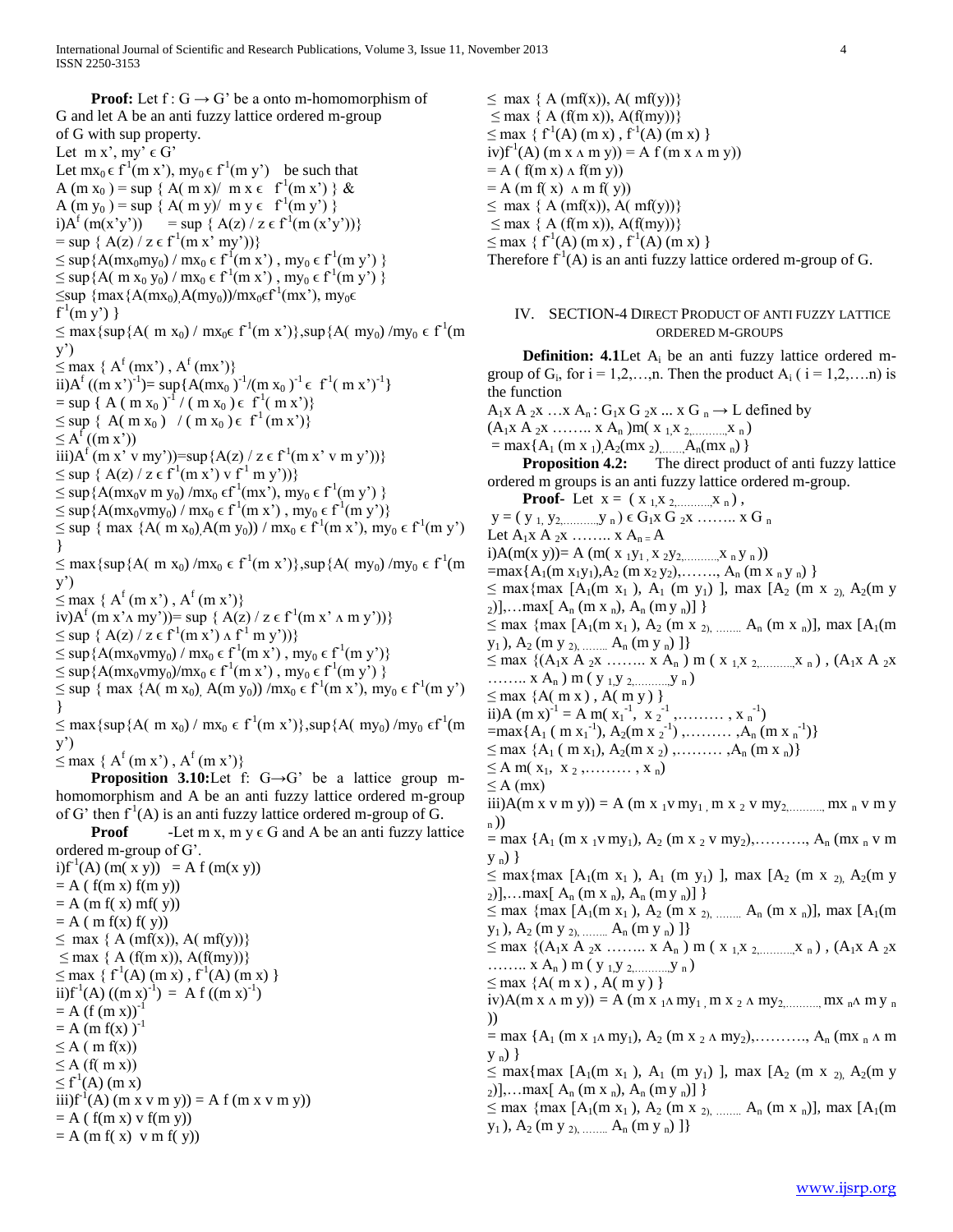**Proof:** Let $f : G \rightarrow G'$ be a onto m-homomorphism of G and let A be an anti fuzzy lattice ordered m-group of G with sup property.

Let $m x', my' \in G'$

Let $mx_0 \in f^{-1}(m x'), my_0 \in f^{-1}(m y')$ be such that

$A(m x_0) = \sup \{ A(m x) / m x \in f^{-1}(m x') \}$ &

$A(m y_0) = \sup \{ A(m y) / m y \in f^{-1}(m y') \}$

i) $A^f(m(x'y')) = \sup \{ A(z) / z \in f^{-1}(m(x'y')) \}$

$= \sup \{ A(z) / z \in f^{-1}(m x' my') \}$

$\leq \sup \{ A(mx_0 my_0) / mx_0 \in f^{-1}(m x'), my_0 \in f^{-1}(m y') \}$

$\leq \sup \{ A(m x_0 y_0) / mx_0 \in f^{-1}(m x'), my_0 \in f^{-1}(m y') \}$

$\leq \sup \{ \max \{ A(mx_0), A(my_0) \} / mx_0 \in f^{-1}(mx'), my_0 \in f^{-1}(m y') \}$

$\leq \max \{ \sup \{ A(m x_0) / mx_0 \in f^{-1}(m x') \}, \sup \{ A(my_0) / my_0 \in f^{-1}(m y') \}$

$\leq \max \{ A^f(mx'), A^f(mx') \}$

ii) $A^f((m x')^{-1}) = \sup \{ A(mx_0)^{-1} / (m x_0)^{-1} \in f^{-1}(m x')^{-1} \}$

$= \sup \{ A(m x_0)^{-1} / (m x_0) \in f^{-1}(m x') \}$

$\leq \sup \{ A(m x_0) / (m x_0) \in f^{-1}(m x') \}$

$\leq A^f((m x'))$

iii) $A^f(m x' \vee my')) = \sup \{ A(z) / z \in f^{-1}(m x' \vee m y')) \}$

$\leq \sup \{ A(z) / z \in f^{-1}(m x') \vee f^{-1} m y')) \}$

$\leq \sup \{ A(mx_0 \vee m y_0) / mx_0 \in f^{-1}(mx'), my_0 \in f^{-1}(m y') \}$

$\leq \sup \{ A(mx_0 \vee my_0) / mx_0 \in f^{-1}(m x'), my_0 \in f^{-1}(m y') \}$

$\leq \sup \{ \max \{ A(m x_0), A(m y_0) \} / mx_0 \in f^{-1}(m x'), my_0 \in f^{-1}(m y') \}$

$\leq \max \{ \sup \{ A(m x_0) / mx_0 \in f^{-1}(m x') \}, \sup \{ A(my_0) / my_0 \in f^{-1}(m y') \}$

$\leq \max \{ A^f(m x'), A^f(m x') \}$

iv) $A^f(m x' \wedge my')) = \sup \{ A(z) / z \in f^{-1}(m x' \wedge m y')) \}$

$\leq \sup \{ A(z) / z \in f^{-1}(m x') \wedge f^{-1} m y')) \}$

$\leq \sup \{ A(mx_0 \vee my_0) / mx_0 \in f^{-1}(m x'), my_0 \in f^{-1}(m y') \}$

$\leq \sup \{ A(mx_0 \vee my_0) / mx_0 \in f^{-1}(m x'), my_0 \in f^{-1}(m y') \}$

$\leq \sup \{ \max \{ A(m x_0), A(m y_0) \} / mx_0 \in f^{-1}(m x'), my_0 \in f^{-1}(m y') \}$

$\leq \max \{ \sup \{ A(m x_0) / mx_0 \in f^{-1}(m x') \}, \sup \{ A(my_0) / my_0 \in f^{-1}(m y') \}$

$\leq \max \{ A^f(m x'), A^f(m x') \}$

**Proposition 3.10:** Let $f: G \rightarrow G'$ be a lattice group m-homomorphism and A be an anti fuzzy lattice ordered m-group of G' then $f^{-1}(A)$ is an anti fuzzy lattice ordered m-group of G.

**Proof** -Let $m x, m y \in G$ and A be an anti fuzzy lattice ordered m-group of G'.

i) $f^{-1}(A)(m(x y)) = A f(m(x y))$

$= A(f(m x) f(m y))$

$= A(m f(x) mf(y))$

$= A(m f(x) f(y))$

$\leq \max \{ A(mf(x)), A(mf(y)) \}$

$\leq \max \{ A(f(m x)), A(f(my)) \}$

$\leq \max \{ f^{-1}(A)(m x), f^{-1}(A)(m x) \}$

ii) $f^{-1}(A)((m x)^{-1}) = A f((m x)^{-1})$

$= A(f(m x))^{-1}$

$= A(m f(x))^{-1}$

$\leq A(m f(x))$

$\leq A(f(m x))$

$\leq f^{-1}(A)(m x)$

iii) $f^{-1}(A)(m x \vee m y)) = A f(m x \vee m y))$

$= A(f(m x) \vee f(m y))$

$= A(m f(x) \vee m f(y))$

$\leq \max \{ A(mf(x)), A(mf(y)) \}$

$\leq \max \{ A(f(m x)), A(f(my)) \}$

$\leq \max \{ f^{-1}(A)(m x), f^{-1}(A)(m x) \}$

iv) $f^{-1}(A)(m x \wedge m y)) = A f(m x \wedge m y))$

$= A(f(m x) \wedge f(m y))$

$= A(m f(x) \wedge m f(y))$

$\leq \max \{ A(mf(x)), A(mf(y)) \}$

$\leq \max \{ A(f(m x)), A(f(my)) \}$

$\leq \max \{ f^{-1}(A)(m x), f^{-1}(A)(m x) \}$

Therefore $f^{-1}(A)$ is an anti fuzzy lattice ordered m-group of G.

## IV. Section-4 Direct Product of Anti Fuzzy Lattice Ordered M-Groups

**Definition: 4.1** Let $A_i$ be an anti fuzzy lattice ordered m-group of $G_i$, for $i = 1,2,\ldots,n$. Then the product $A_i$ ($i = 1,2,\ldots,n$) is the function

$A_1 x A_2 x \ldots x A_n : G_1 x G_2 x \ldots x G_n \rightarrow L$ defined by

$(A_1 x A_2 x \ldots\ldots x A_n) m(x_1, x_2, \ldots\ldots, x_n)$

$= \max \{ A_1(m x_1), A_2(mx_2), \ldots\ldots, A_n(mx_n) \}$

**Proposition 4.2:** The direct product of anti fuzzy lattice ordered m groups is an anti fuzzy lattice ordered m-group.

**Proof-** Let $x = (x_1, x_2, \ldots\ldots, x_n)$,

$y = (y_1, y_2, \ldots\ldots, y_n) \in G_1 x G_2 x \ldots\ldots x G_n$

Let $A_1 x A_2 x \ldots\ldots x A_n = A$

i) $A(m(x y)) = A(m(x_1 y_1, x_2 y_2, \ldots\ldots, x_n y_n))$

$= \max \{ A_1(m x_1 y_1), A_2(m x_2 y_2), \ldots\ldots, A_n(m x_n y_n) \}$

$\leq \max \{ \max [A_1(m x_1), A_1(m y_1)], \max [A_2(m x_2), A_2(m y_2)], \ldots \max [A_n(m x_n), A_n(m y_n)] \}$

$\leq \max \{ \max [A_1(m x_1), A_2(m x_2), \ldots\ldots A_n(m x_n)], \max [A_1(m y_1), A_2(m y_2), \ldots\ldots A_n(m y_n)] \}$

$\leq \max \{ (A_1 x A_2 x \ldots\ldots x A_n) m(x_1, x_2, \ldots\ldots, x_n), (A_1 x A_2 x \ldots\ldots x A_n) m(y_1, y_2, \ldots\ldots, y_n)$

$\leq \max \{ A(m x), A(m y) \}$

ii) $A(m x)^{-1} = A m(x_1^{-1}, x_2^{-1}, \ldots\ldots, x_n^{-1})$

$= \max \{ A_1(m x_1^{-1}), A_2(m x_2^{-1}), \ldots\ldots, A_n(m x_n^{-1}) \}$

$\leq \max \{ A_1(m x_1), A_2(m x_2), \ldots\ldots, A_n(m x_n) \}$

$\leq A m(x_1, x_2, \ldots\ldots, x_n)$

$\leq A(mx)$

iii) $A(m x \vee m y)) = A(m x_1 \vee my_1, m x_2 \vee my_2, \ldots\ldots, mx_n \vee m y_n))$

$= \max \{ A_1(m x_1 \vee my_1), A_2(m x_2 \vee my_2), \ldots\ldots, A_n(mx_n \vee m y_n) \}$

$\leq \max \{ \max [A_1(m x_1), A_1(m y_1)], \max [A_2(m x_2), A_2(m y_2)], \ldots \max [A_n(m x_n), A_n(m y_n)] \}$

$\leq \max \{ \max [A_1(m x_1), A_2(m x_2), \ldots\ldots A_n(m x_n)], \max [A_1(m y_1), A_2(m y_2), \ldots\ldots A_n(m y_n)] \}$

$\leq \max \{ (A_1 x A_2 x \ldots\ldots x A_n) m(x_1, x_2, \ldots\ldots, x_n), (A_1 x A_2 x \ldots\ldots x A_n) m(y_1, y_2, \ldots\ldots, y_n)$

$\leq \max \{ A(m x), A(m y) \}$

iv) $A(m x \wedge m y)) = A(m x_1 \wedge my_1, m x_2 \wedge my_2, \ldots\ldots, mx_n \wedge m y_n))$

$= \max \{ A_1(m x_1 \wedge my_1), A_2(m x_2 \wedge my_2), \ldots\ldots, A_n(mx_n \wedge m y_n) \}$

$\leq \max \{ \max [A_1(m x_1), A_1(m y_1)], \max [A_2(m x_2), A_2(m y_2)], \ldots \max [A_n(m x_n), A_n(m y_n)] \}$

$\leq \max \{ \max [A_1(m x_1), A_2(m x_2), \ldots\ldots A_n(m x_n)], \max [A_1(m y_1), A_2(m y_2), \ldots\ldots A_n(m y_n)] \}$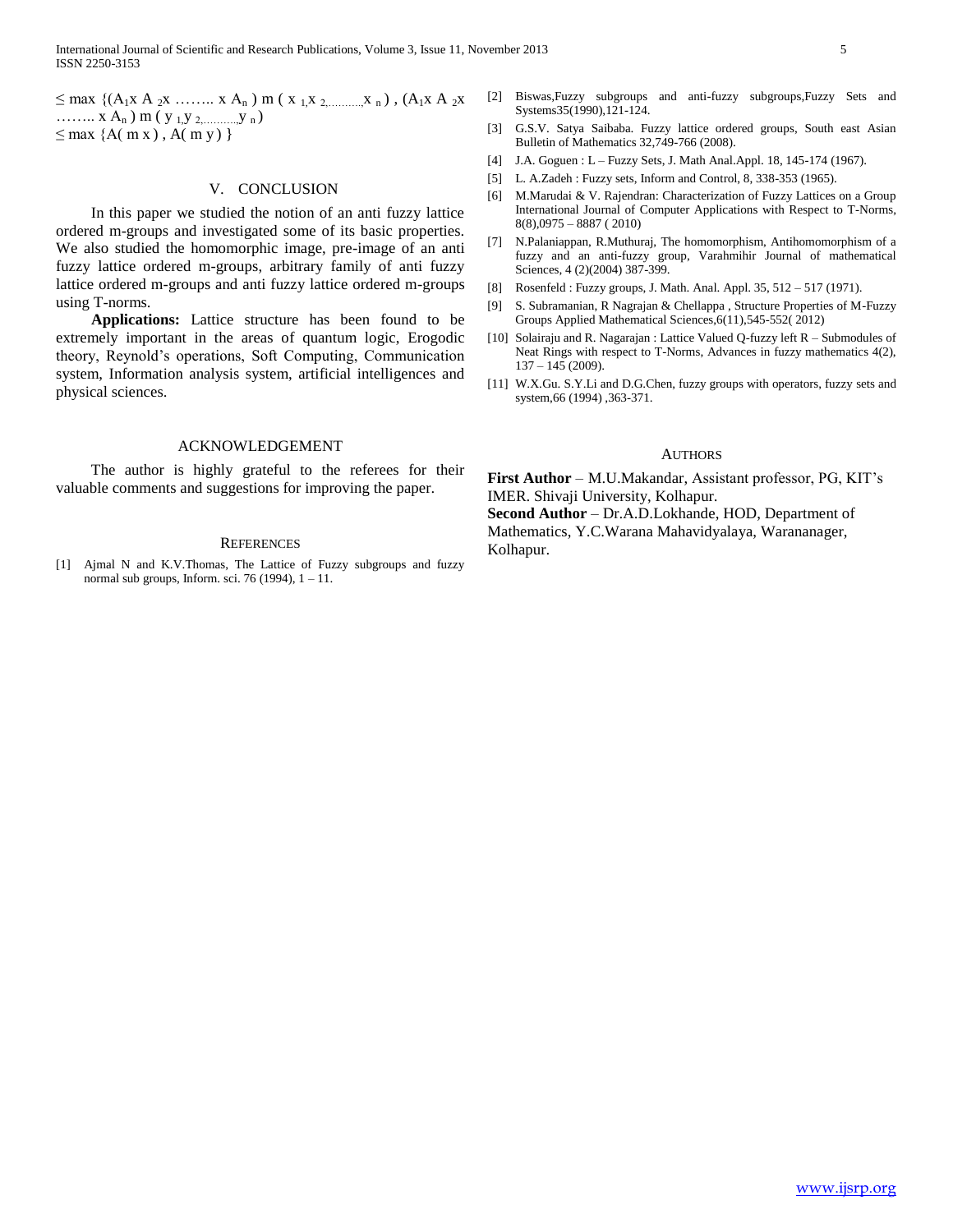$\leq \max \{(A_1 x\ A_2 x \ldots\ldots x\ A_n)\ m\ (x_1, x_2, \ldots\ldots, x_n),\ (A_1 x\ A_2 x \ldots\ldots x\ A_n)\ m\ (y_1, y_2, \ldots\ldots, y_n)$

$\leq \max \{A(m\, x),\ A(m\, y)\}$

## V. CONCLUSION

In this paper we studied the notion of an anti fuzzy lattice ordered m-groups and investigated some of its basic properties. We also studied the homomorphic image, pre-image of an anti fuzzy lattice ordered m-groups, arbitrary family of anti fuzzy lattice ordered m-groups and anti fuzzy lattice ordered m-groups using T-norms.

**Applications:** Lattice structure has been found to be extremely important in the areas of quantum logic, Erogodic theory, Reynold's operations, Soft Computing, Communication system, Information analysis system, artificial intelligences and physical sciences.

## ACKNOWLEDGEMENT

The author is highly grateful to the referees for their valuable comments and suggestions for improving the paper.

## REFERENCES

[1] Ajmal N and K.V.Thomas, The Lattice of Fuzzy subgroups and fuzzy normal sub groups, Inform. sci. 76 (1994), 1 – 11.

[2] Biswas,Fuzzy subgroups and anti-fuzzy subgroups,Fuzzy Sets and Systems35(1990),121-124.

[3] G.S.V. Satya Saibaba. Fuzzy lattice ordered groups, South east Asian Bulletin of Mathematics 32,749-766 (2008).

[4] J.A. Goguen : L – Fuzzy Sets, J. Math Anal.Appl. 18, 145-174 (1967).

[5] L. A.Zadeh : Fuzzy sets, Inform and Control, 8, 338-353 (1965).

[6] M.Marudai & V. Rajendran: Characterization of Fuzzy Lattices on a Group International Journal of Computer Applications with Respect to T-Norms, 8(8),0975 – 8887 ( 2010)

[7] N.Palaniappan, R.Muthuraj, The homomorphism, Antihomomorphism of a fuzzy and an anti-fuzzy group, Varahmihir Journal of mathematical Sciences, 4 (2)(2004) 387-399.

[8] Rosenfeld : Fuzzy groups, J. Math. Anal. Appl. 35, 512 – 517 (1971).

[9] S. Subramanian, R Nagrajan & Chellappa , Structure Properties of M-Fuzzy Groups Applied Mathematical Sciences,6(11),545-552( 2012)

[10] Solairaju and R. Nagarajan : Lattice Valued Q-fuzzy left R – Submodules of Neat Rings with respect to T-Norms, Advances in fuzzy mathematics 4(2), 137 – 145 (2009).

[11] W.X.Gu. S.Y.Li and D.G.Chen, fuzzy groups with operators, fuzzy sets and system,66 (1994) ,363-371.

## AUTHORS

**First Author** – M.U.Makandar, Assistant professor, PG, KIT's IMER. Shivaji University, Kolhapur.

**Second Author** – Dr.A.D.Lokhande, HOD, Department of Mathematics, Y.C.Warana Mahavidyalaya, Warananager, Kolhapur.